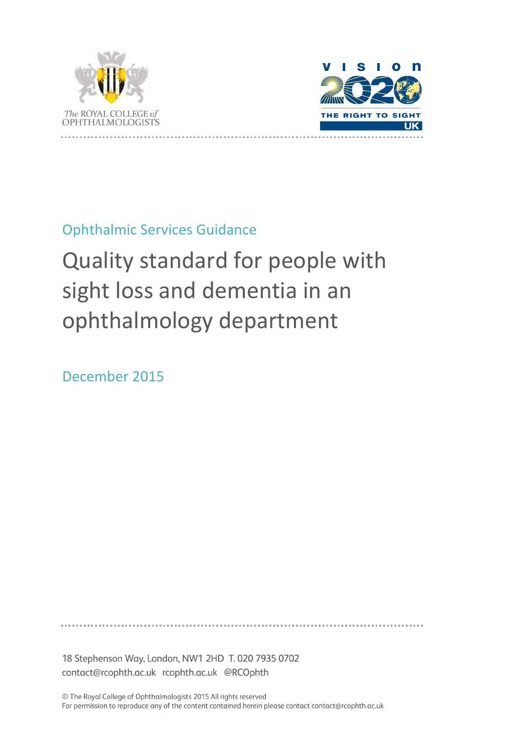The ROYAL COLLEGE of OPHTHALMOLOGISTS

VISION 2020 THE RIGHT TO SIGHT UK

Ophthalmic Services Guidance

# Quality standard for people with sight loss and dementia in an ophthalmology department

December 2015

18 Stephenson Way, London, NW1 2HD T. 020 7935 0702
contact@rcophth.ac.uk rcophth.ac.uk @RCOphth

© The Royal College of Ophthalmologists 2015 All rights reserved
For permission to reproduce any of the content contained herein please contact contact@rcophth.ac.uk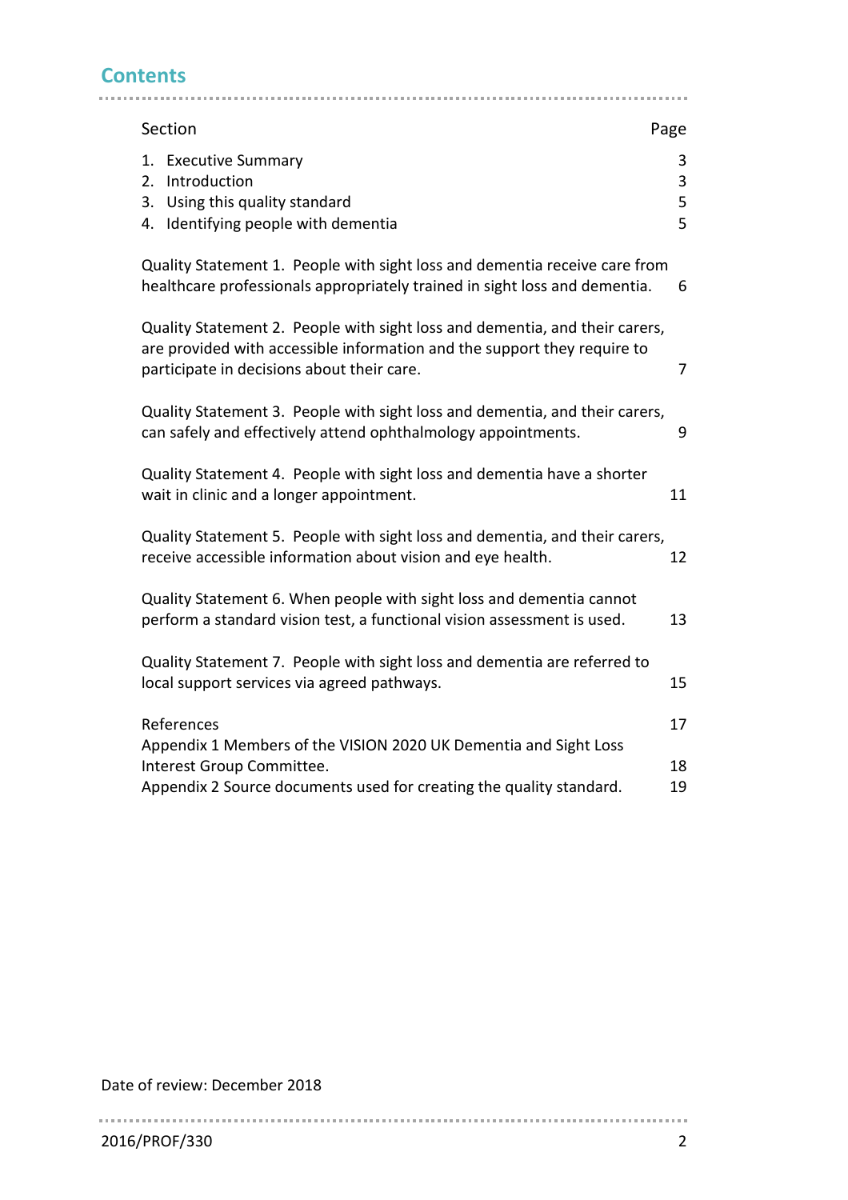## Contents

| Section | Page |
|---|---|
| 1. Executive Summary | 3 |
| 2. Introduction | 3 |
| 3. Using this quality standard | 5 |
| 4. Identifying people with dementia | 5 |
| Quality Statement 1. People with sight loss and dementia receive care from healthcare professionals appropriately trained in sight loss and dementia. | 6 |
| Quality Statement 2. People with sight loss and dementia, and their carers, are provided with accessible information and the support they require to participate in decisions about their care. | 7 |
| Quality Statement 3. People with sight loss and dementia, and their carers, can safely and effectively attend ophthalmology appointments. | 9 |
| Quality Statement 4. People with sight loss and dementia have a shorter wait in clinic and a longer appointment. | 11 |
| Quality Statement 5. People with sight loss and dementia, and their carers, receive accessible information about vision and eye health. | 12 |
| Quality Statement 6. When people with sight loss and dementia cannot perform a standard vision test, a functional vision assessment is used. | 13 |
| Quality Statement 7. People with sight loss and dementia are referred to local support services via agreed pathways. | 15 |
| References | 17 |
| Appendix 1 Members of the VISION 2020 UK Dementia and Sight Loss Interest Group Committee. | 18 |
| Appendix 2 Source documents used for creating the quality standard. | 19 |

Date of review: December 2018

2016/PROF/330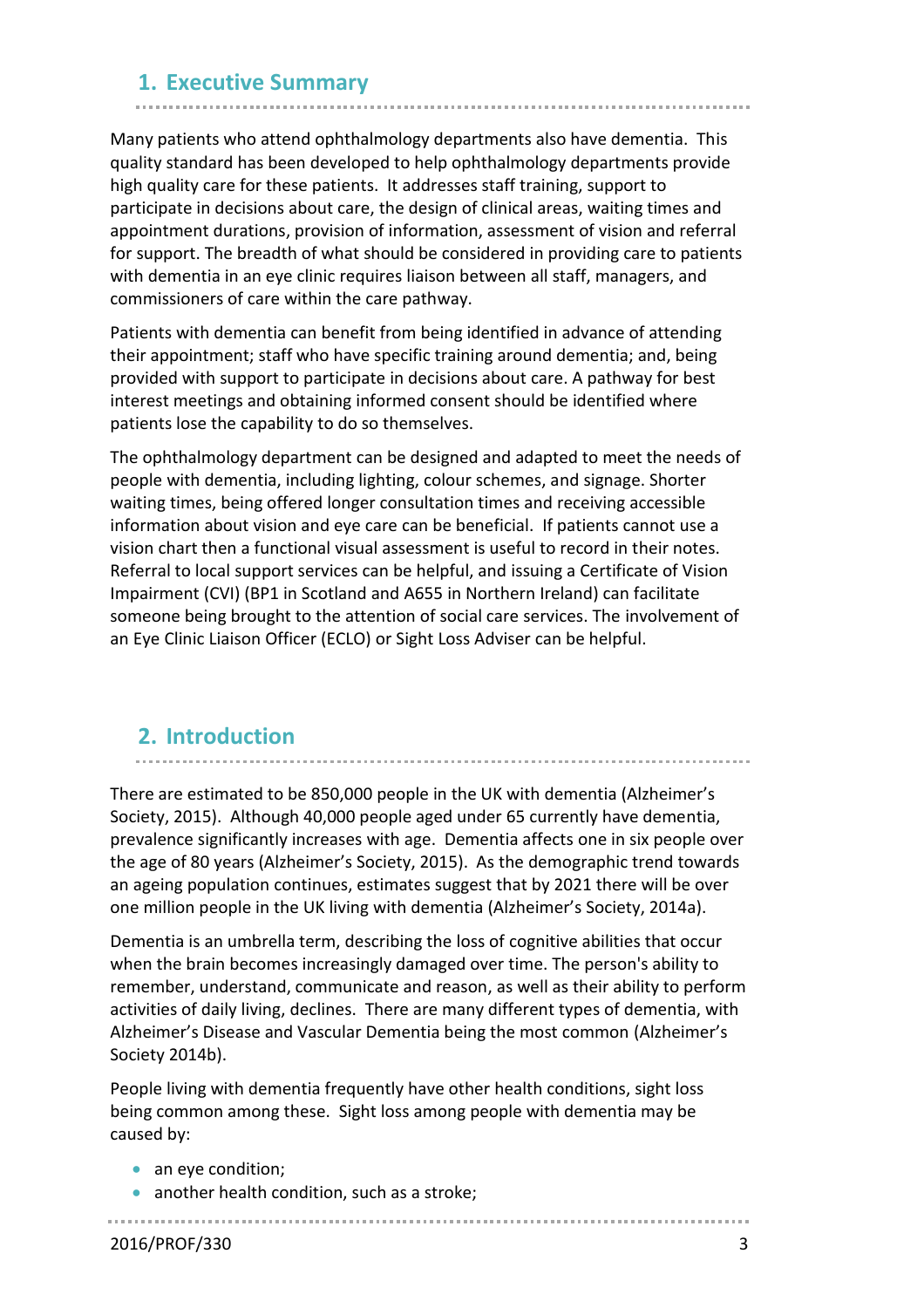## 1. Executive Summary

Many patients who attend ophthalmology departments also have dementia. This quality standard has been developed to help ophthalmology departments provide high quality care for these patients. It addresses staff training, support to participate in decisions about care, the design of clinical areas, waiting times and appointment durations, provision of information, assessment of vision and referral for support. The breadth of what should be considered in providing care to patients with dementia in an eye clinic requires liaison between all staff, managers, and commissioners of care within the care pathway.

Patients with dementia can benefit from being identified in advance of attending their appointment; staff who have specific training around dementia; and, being provided with support to participate in decisions about care. A pathway for best interest meetings and obtaining informed consent should be identified where patients lose the capability to do so themselves.

The ophthalmology department can be designed and adapted to meet the needs of people with dementia, including lighting, colour schemes, and signage. Shorter waiting times, being offered longer consultation times and receiving accessible information about vision and eye care can be beneficial. If patients cannot use a vision chart then a functional visual assessment is useful to record in their notes. Referral to local support services can be helpful, and issuing a Certificate of Vision Impairment (CVI) (BP1 in Scotland and A655 in Northern Ireland) can facilitate someone being brought to the attention of social care services. The involvement of an Eye Clinic Liaison Officer (ECLO) or Sight Loss Adviser can be helpful.

## 2. Introduction

There are estimated to be 850,000 people in the UK with dementia (Alzheimer's Society, 2015). Although 40,000 people aged under 65 currently have dementia, prevalence significantly increases with age. Dementia affects one in six people over the age of 80 years (Alzheimer's Society, 2015). As the demographic trend towards an ageing population continues, estimates suggest that by 2021 there will be over one million people in the UK living with dementia (Alzheimer's Society, 2014a).

Dementia is an umbrella term, describing the loss of cognitive abilities that occur when the brain becomes increasingly damaged over time. The person's ability to remember, understand, communicate and reason, as well as their ability to perform activities of daily living, declines. There are many different types of dementia, with Alzheimer's Disease and Vascular Dementia being the most common (Alzheimer's Society 2014b).

People living with dementia frequently have other health conditions, sight loss being common among these. Sight loss among people with dementia may be caused by:

- an eye condition;
- another health condition, such as a stroke;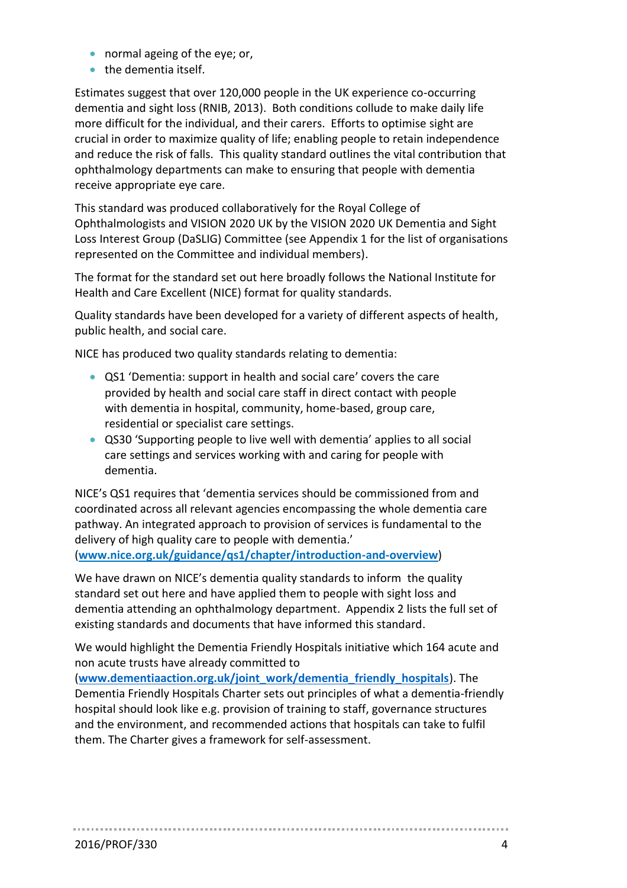- normal ageing of the eye; or,
- the dementia itself.

Estimates suggest that over 120,000 people in the UK experience co-occurring dementia and sight loss (RNIB, 2013). Both conditions collude to make daily life more difficult for the individual, and their carers. Efforts to optimise sight are crucial in order to maximize quality of life; enabling people to retain independence and reduce the risk of falls. This quality standard outlines the vital contribution that ophthalmology departments can make to ensuring that people with dementia receive appropriate eye care.

This standard was produced collaboratively for the Royal College of Ophthalmologists and VISION 2020 UK by the VISION 2020 UK Dementia and Sight Loss Interest Group (DaSLIG) Committee (see Appendix 1 for the list of organisations represented on the Committee and individual members).

The format for the standard set out here broadly follows the National Institute for Health and Care Excellence (NICE) format for quality standards.

Quality standards have been developed for a variety of different aspects of health, public health, and social care.

NICE has produced two quality standards relating to dementia:

- QS1 'Dementia: support in health and social care' covers the care provided by health and social care staff in direct contact with people with dementia in hospital, community, home-based, group care, residential or specialist care settings.
- QS30 'Supporting people to live well with dementia' applies to all social care settings and services working with and caring for people with dementia.

NICE's QS1 requires that 'dementia services should be commissioned from and coordinated across all relevant agencies encompassing the whole dementia care pathway. An integrated approach to provision of services is fundamental to the delivery of high quality care to people with dementia.' (**www.nice.org.uk/guidance/qs1/chapter/introduction-and-overview**)

We have drawn on NICE's dementia quality standards to inform the quality standard set out here and have applied them to people with sight loss and dementia attending an ophthalmology department. Appendix 2 lists the full set of existing standards and documents that have informed this standard.

We would highlight the Dementia Friendly Hospitals initiative which 164 acute and non acute trusts have already committed to (**www.dementiaaction.org.uk/joint_work/dementia_friendly_hospitals**). The Dementia Friendly Hospitals Charter sets out principles of what a dementia-friendly hospital should look like e.g. provision of training to staff, governance structures and the environment, and recommended actions that hospitals can take to fulfil them. The Charter gives a framework for self-assessment.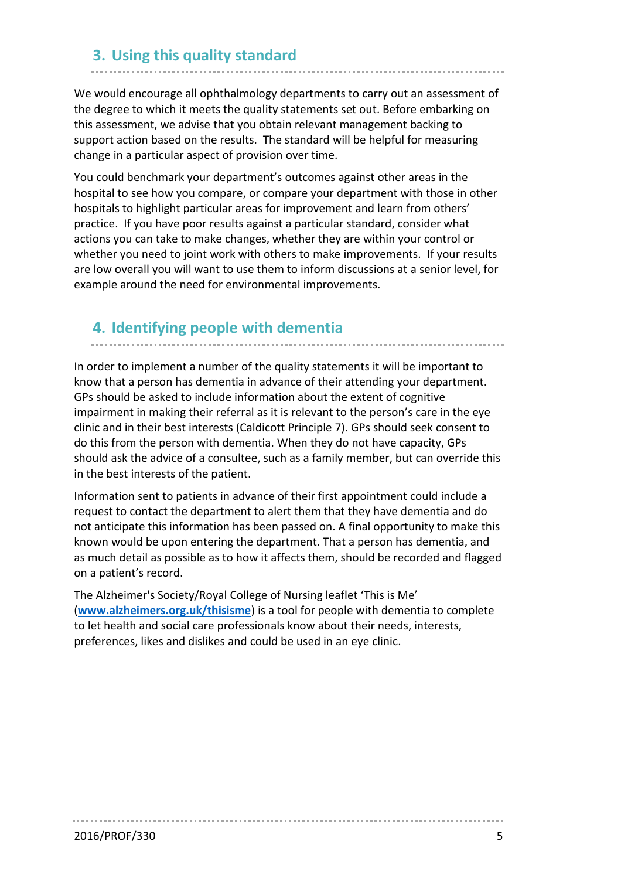## 3. Using this quality standard

We would encourage all ophthalmology departments to carry out an assessment of the degree to which it meets the quality statements set out. Before embarking on this assessment, we advise that you obtain relevant management backing to support action based on the results. The standard will be helpful for measuring change in a particular aspect of provision over time.

You could benchmark your department's outcomes against other areas in the hospital to see how you compare, or compare your department with those in other hospitals to highlight particular areas for improvement and learn from others' practice. If you have poor results against a particular standard, consider what actions you can take to make changes, whether they are within your control or whether you need to joint work with others to make improvements. If your results are low overall you will want to use them to inform discussions at a senior level, for example around the need for environmental improvements.

## 4. Identifying people with dementia

In order to implement a number of the quality statements it will be important to know that a person has dementia in advance of their attending your department. GPs should be asked to include information about the extent of cognitive impairment in making their referral as it is relevant to the person's care in the eye clinic and in their best interests (Caldicott Principle 7). GPs should seek consent to do this from the person with dementia. When they do not have capacity, GPs should ask the advice of a consultee, such as a family member, but can override this in the best interests of the patient.

Information sent to patients in advance of their first appointment could include a request to contact the department to alert them that they have dementia and do not anticipate this information has been passed on. A final opportunity to make this known would be upon entering the department. That a person has dementia, and as much detail as possible as to how it affects them, should be recorded and flagged on a patient's record.

The Alzheimer's Society/Royal College of Nursing leaflet 'This is Me' (**www.alzheimers.org.uk/thisisme**) is a tool for people with dementia to complete to let health and social care professionals know about their needs, interests, preferences, likes and dislikes and could be used in an eye clinic.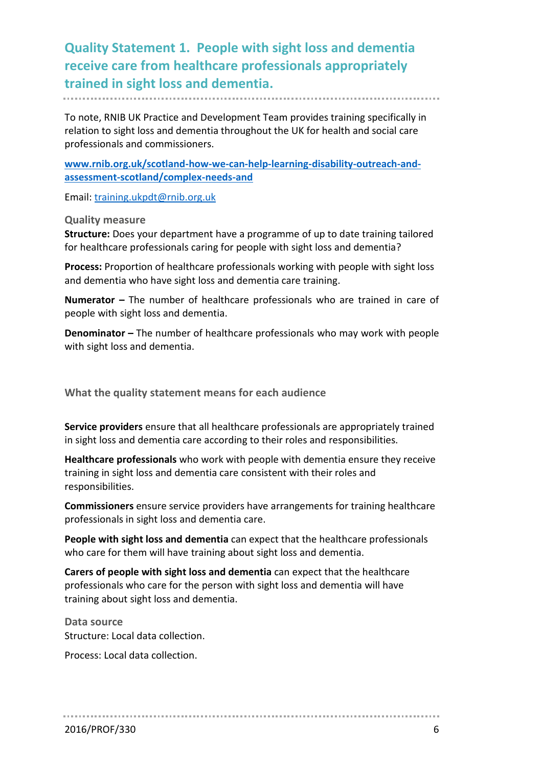## Quality Statement 1. People with sight loss and dementia receive care from healthcare professionals appropriately trained in sight loss and dementia.

To note, RNIB UK Practice and Development Team provides training specifically in relation to sight loss and dementia throughout the UK for health and social care professionals and commissioners.

**[www.rnib.org.uk/scotland-how-we-can-help-learning-disability-outreach-and-assessment-scotland/complex-needs-and](www.rnib.org.uk/scotland-how-we-can-help-learning-disability-outreach-and-assessment-scotland/complex-needs-and)**

Email: [training.ukpdt@rnib.org.uk](mailto:training.ukpdt@rnib.org.uk)

### Quality measure

**Structure:** Does your department have a programme of up to date training tailored for healthcare professionals caring for people with sight loss and dementia?

**Process:** Proportion of healthcare professionals working with people with sight loss and dementia who have sight loss and dementia care training.

**Numerator –** The number of healthcare professionals who are trained in care of people with sight loss and dementia.

**Denominator –** The number of healthcare professionals who may work with people with sight loss and dementia.

### What the quality statement means for each audience

**Service providers** ensure that all healthcare professionals are appropriately trained in sight loss and dementia care according to their roles and responsibilities.

**Healthcare professionals** who work with people with dementia ensure they receive training in sight loss and dementia care consistent with their roles and responsibilities.

**Commissioners** ensure service providers have arrangements for training healthcare professionals in sight loss and dementia care.

**People with sight loss and dementia** can expect that the healthcare professionals who care for them will have training about sight loss and dementia.

**Carers of people with sight loss and dementia** can expect that the healthcare professionals who care for the person with sight loss and dementia will have training about sight loss and dementia.

### Data source

Structure: Local data collection.

Process: Local data collection.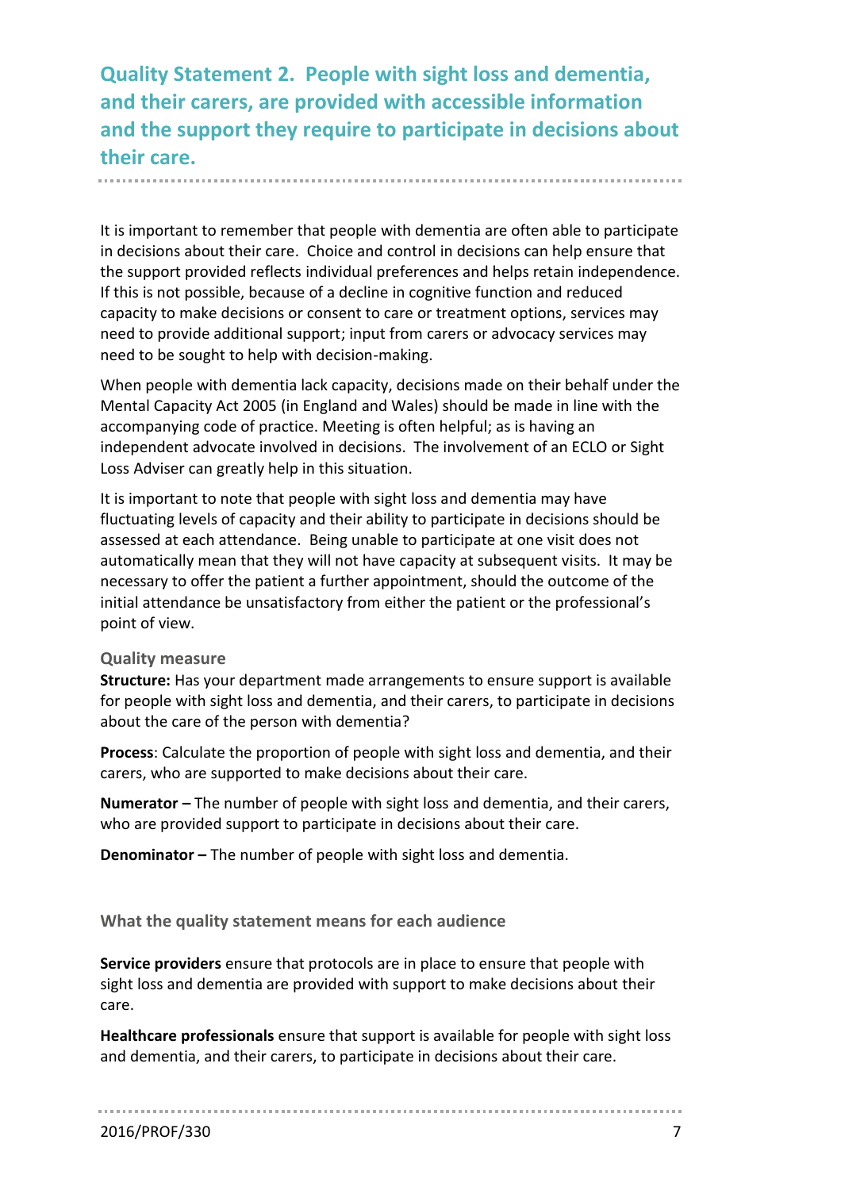## Quality Statement 2. People with sight loss and dementia, and their carers, are provided with accessible information and the support they require to participate in decisions about their care.

It is important to remember that people with dementia are often able to participate in decisions about their care. Choice and control in decisions can help ensure that the support provided reflects individual preferences and helps retain independence. If this is not possible, because of a decline in cognitive function and reduced capacity to make decisions or consent to care or treatment options, services may need to provide additional support; input from carers or advocacy services may need to be sought to help with decision-making.

When people with dementia lack capacity, decisions made on their behalf under the Mental Capacity Act 2005 (in England and Wales) should be made in line with the accompanying code of practice. Meeting is often helpful; as is having an independent advocate involved in decisions. The involvement of an ECLO or Sight Loss Adviser can greatly help in this situation.

It is important to note that people with sight loss and dementia may have fluctuating levels of capacity and their ability to participate in decisions should be assessed at each attendance. Being unable to participate at one visit does not automatically mean that they will not have capacity at subsequent visits. It may be necessary to offer the patient a further appointment, should the outcome of the initial attendance be unsatisfactory from either the patient or the professional's point of view.

### Quality measure

**Structure:** Has your department made arrangements to ensure support is available for people with sight loss and dementia, and their carers, to participate in decisions about the care of the person with dementia?

**Process**: Calculate the proportion of people with sight loss and dementia, and their carers, who are supported to make decisions about their care.

**Numerator –** The number of people with sight loss and dementia, and their carers, who are provided support to participate in decisions about their care.

**Denominator –** The number of people with sight loss and dementia.

### What the quality statement means for each audience

**Service providers** ensure that protocols are in place to ensure that people with sight loss and dementia are provided with support to make decisions about their care.

**Healthcare professionals** ensure that support is available for people with sight loss and dementia, and their carers, to participate in decisions about their care.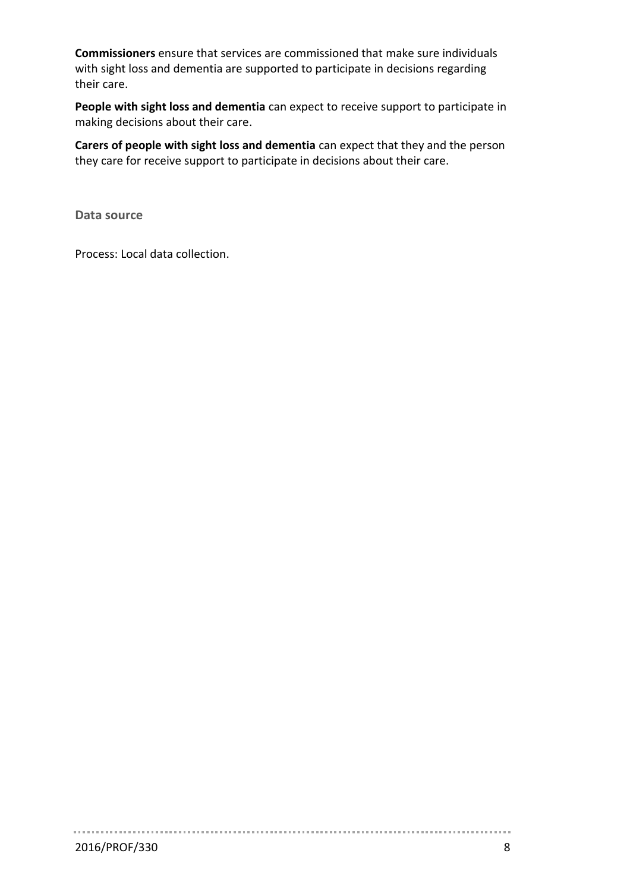**Commissioners** ensure that services are commissioned that make sure individuals with sight loss and dementia are supported to participate in decisions regarding their care.

**People with sight loss and dementia** can expect to receive support to participate in making decisions about their care.

**Carers of people with sight loss and dementia** can expect that they and the person they care for receive support to participate in decisions about their care.

**Data source**

Process: Local data collection.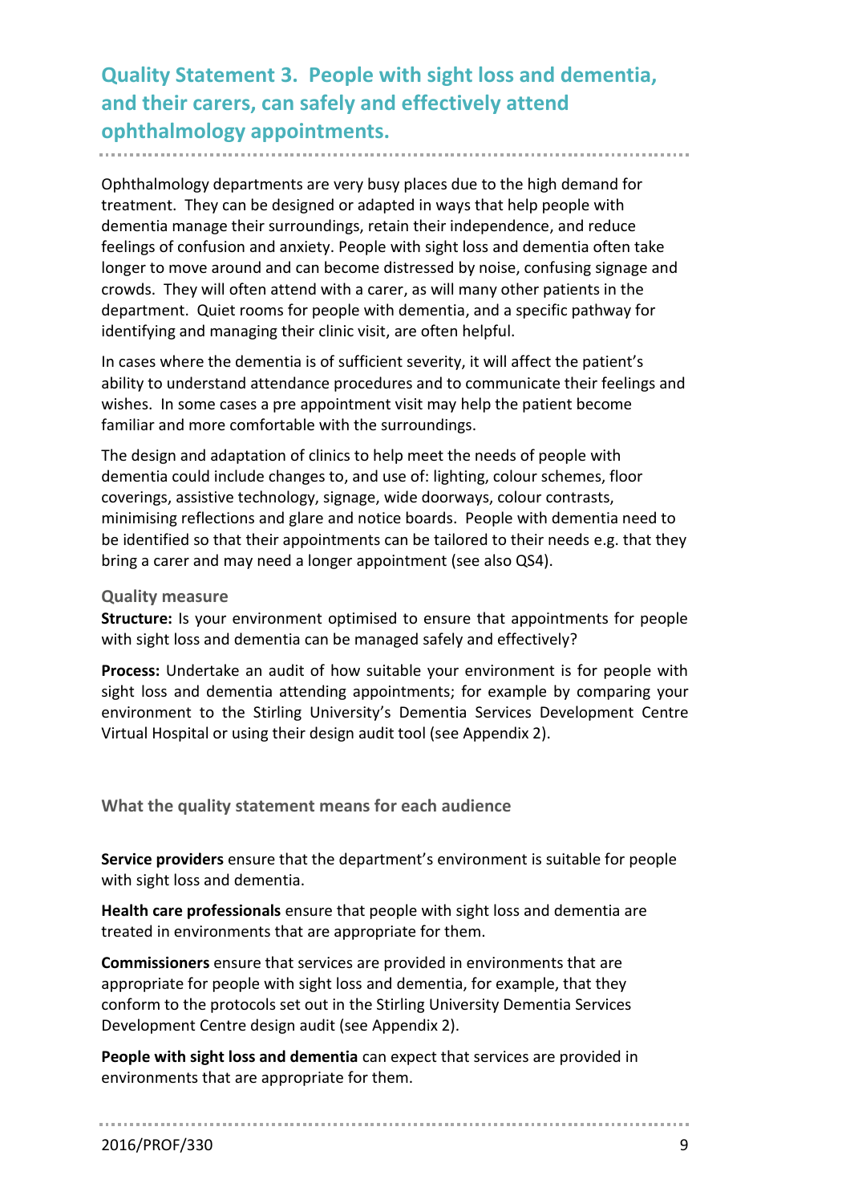## Quality Statement 3. People with sight loss and dementia, and their carers, can safely and effectively attend ophthalmology appointments.

Ophthalmology departments are very busy places due to the high demand for treatment. They can be designed or adapted in ways that help people with dementia manage their surroundings, retain their independence, and reduce feelings of confusion and anxiety. People with sight loss and dementia often take longer to move around and can become distressed by noise, confusing signage and crowds. They will often attend with a carer, as will many other patients in the department. Quiet rooms for people with dementia, and a specific pathway for identifying and managing their clinic visit, are often helpful.

In cases where the dementia is of sufficient severity, it will affect the patient's ability to understand attendance procedures and to communicate their feelings and wishes. In some cases a pre appointment visit may help the patient become familiar and more comfortable with the surroundings.

The design and adaptation of clinics to help meet the needs of people with dementia could include changes to, and use of: lighting, colour schemes, floor coverings, assistive technology, signage, wide doorways, colour contrasts, minimising reflections and glare and notice boards. People with dementia need to be identified so that their appointments can be tailored to their needs e.g. that they bring a carer and may need a longer appointment (see also QS4).

### Quality measure

**Structure:** Is your environment optimised to ensure that appointments for people with sight loss and dementia can be managed safely and effectively?

**Process:** Undertake an audit of how suitable your environment is for people with sight loss and dementia attending appointments; for example by comparing your environment to the Stirling University's Dementia Services Development Centre Virtual Hospital or using their design audit tool (see Appendix 2).

### What the quality statement means for each audience

**Service providers** ensure that the department's environment is suitable for people with sight loss and dementia.

**Health care professionals** ensure that people with sight loss and dementia are treated in environments that are appropriate for them.

**Commissioners** ensure that services are provided in environments that are appropriate for people with sight loss and dementia, for example, that they conform to the protocols set out in the Stirling University Dementia Services Development Centre design audit (see Appendix 2).

**People with sight loss and dementia** can expect that services are provided in environments that are appropriate for them.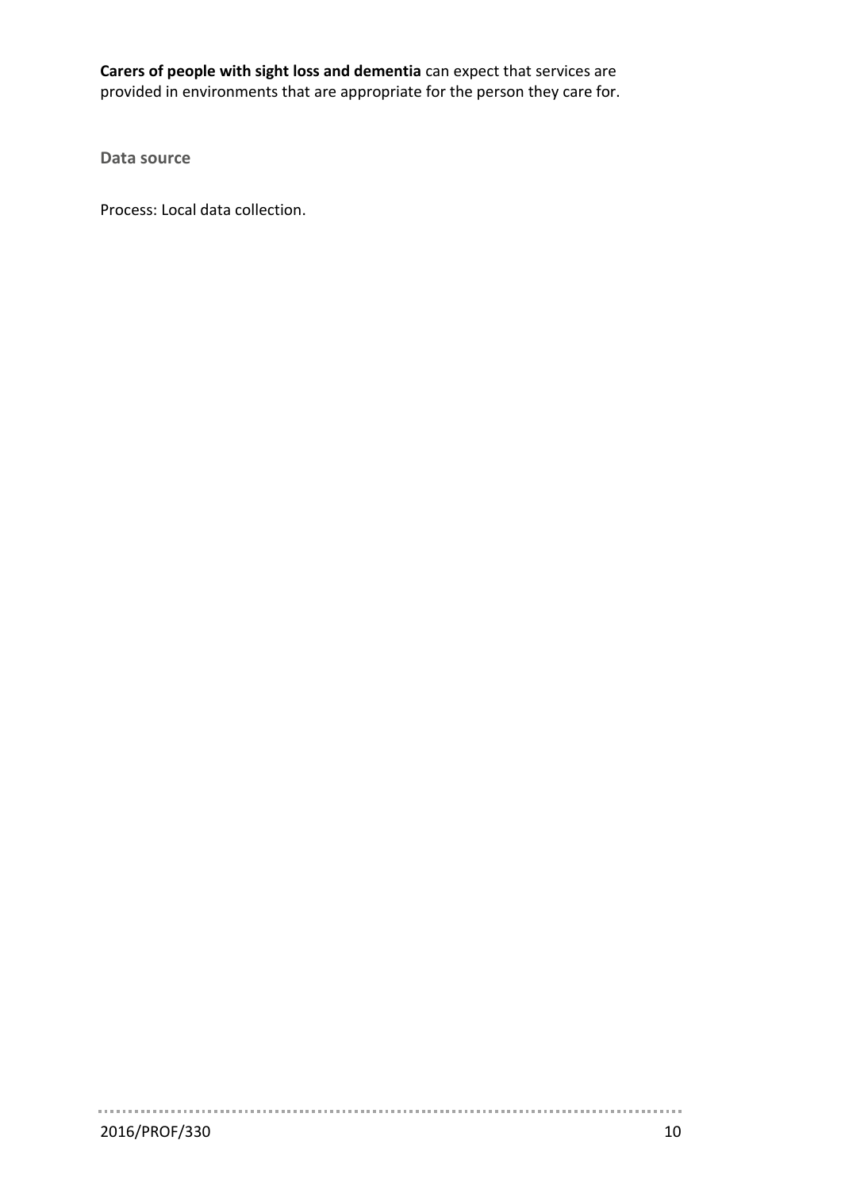**Carers of people with sight loss and dementia** can expect that services are provided in environments that are appropriate for the person they care for.

### Data source

Process: Local data collection.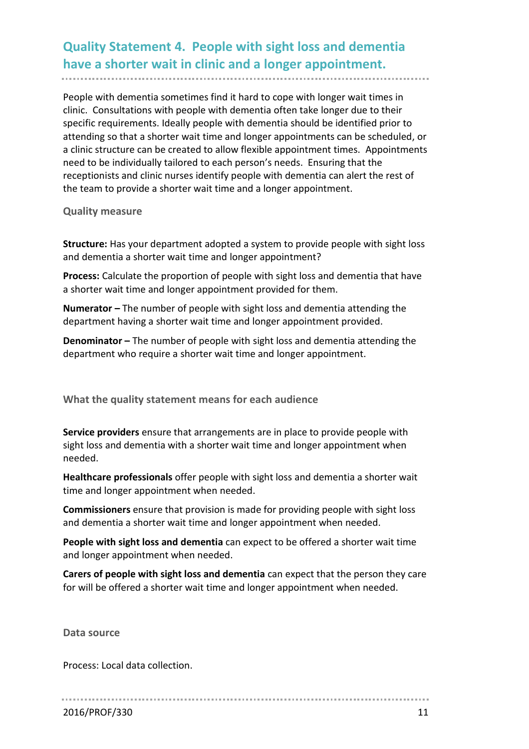## Quality Statement 4. People with sight loss and dementia have a shorter wait in clinic and a longer appointment.

People with dementia sometimes find it hard to cope with longer wait times in clinic. Consultations with people with dementia often take longer due to their specific requirements. Ideally people with dementia should be identified prior to attending so that a shorter wait time and longer appointments can be scheduled, or a clinic structure can be created to allow flexible appointment times. Appointments need to be individually tailored to each person's needs. Ensuring that the receptionists and clinic nurses identify people with dementia can alert the rest of the team to provide a shorter wait time and a longer appointment.

### Quality measure

**Structure:** Has your department adopted a system to provide people with sight loss and dementia a shorter wait time and longer appointment?

**Process:** Calculate the proportion of people with sight loss and dementia that have a shorter wait time and longer appointment provided for them.

**Numerator –** The number of people with sight loss and dementia attending the department having a shorter wait time and longer appointment provided.

**Denominator –** The number of people with sight loss and dementia attending the department who require a shorter wait time and longer appointment.

### What the quality statement means for each audience

**Service providers** ensure that arrangements are in place to provide people with sight loss and dementia with a shorter wait time and longer appointment when needed.

**Healthcare professionals** offer people with sight loss and dementia a shorter wait time and longer appointment when needed.

**Commissioners** ensure that provision is made for providing people with sight loss and dementia a shorter wait time and longer appointment when needed.

**People with sight loss and dementia** can expect to be offered a shorter wait time and longer appointment when needed.

**Carers of people with sight loss and dementia** can expect that the person they care for will be offered a shorter wait time and longer appointment when needed.

### Data source

Process: Local data collection.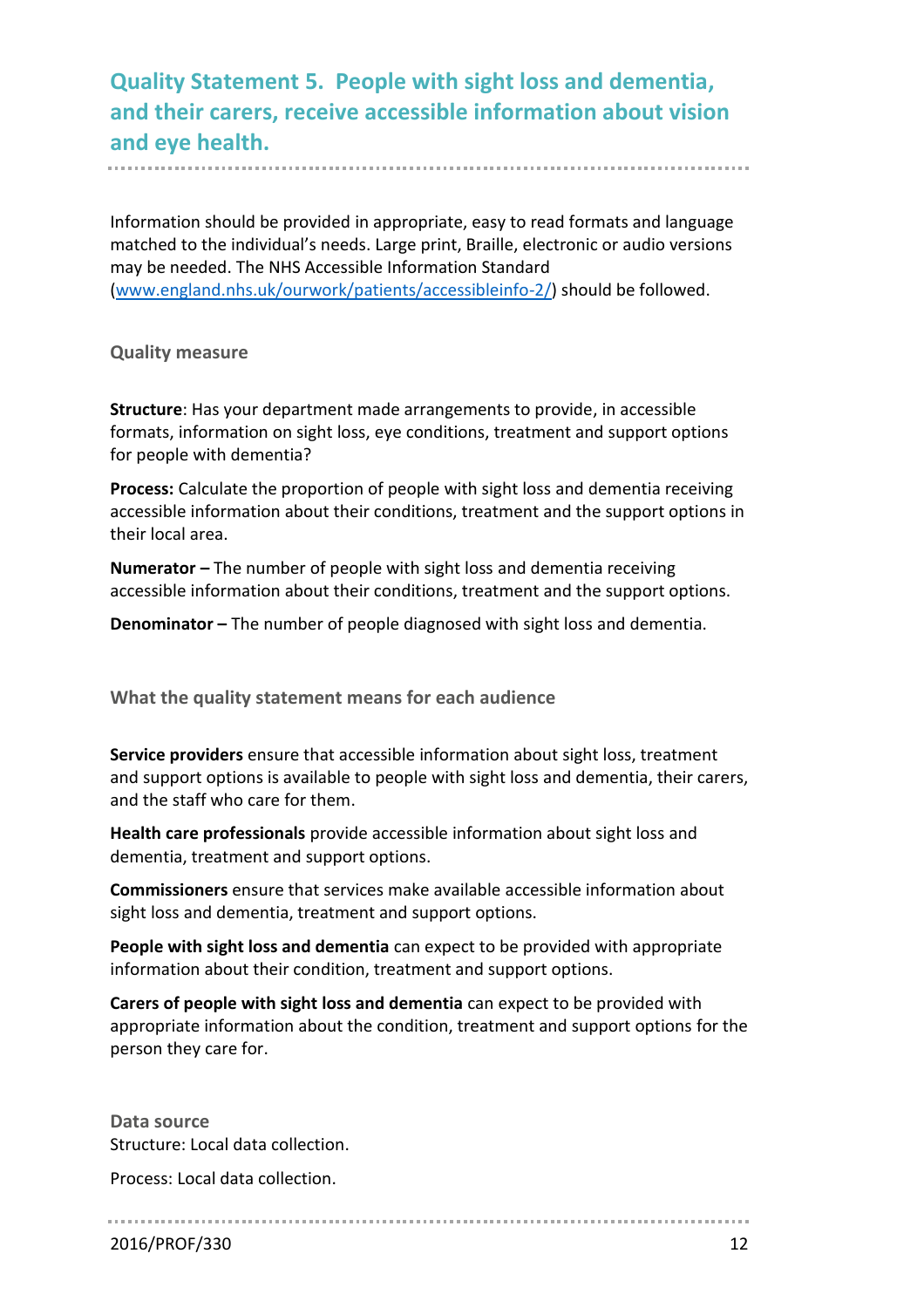## Quality Statement 5. People with sight loss and dementia, and their carers, receive accessible information about vision and eye health.

Information should be provided in appropriate, easy to read formats and language matched to the individual's needs. Large print, Braille, electronic or audio versions may be needed. The NHS Accessible Information Standard (www.england.nhs.uk/ourwork/patients/accessibleinfo-2/) should be followed.

### Quality measure

**Structure**: Has your department made arrangements to provide, in accessible formats, information on sight loss, eye conditions, treatment and support options for people with dementia?

**Process:** Calculate the proportion of people with sight loss and dementia receiving accessible information about their conditions, treatment and the support options in their local area.

**Numerator –** The number of people with sight loss and dementia receiving accessible information about their conditions, treatment and the support options.

**Denominator –** The number of people diagnosed with sight loss and dementia.

### What the quality statement means for each audience

**Service providers** ensure that accessible information about sight loss, treatment and support options is available to people with sight loss and dementia, their carers, and the staff who care for them.

**Health care professionals** provide accessible information about sight loss and dementia, treatment and support options.

**Commissioners** ensure that services make available accessible information about sight loss and dementia, treatment and support options.

**People with sight loss and dementia** can expect to be provided with appropriate information about their condition, treatment and support options.

**Carers of people with sight loss and dementia** can expect to be provided with appropriate information about the condition, treatment and support options for the person they care for.

### Data source

Structure: Local data collection.

Process: Local data collection.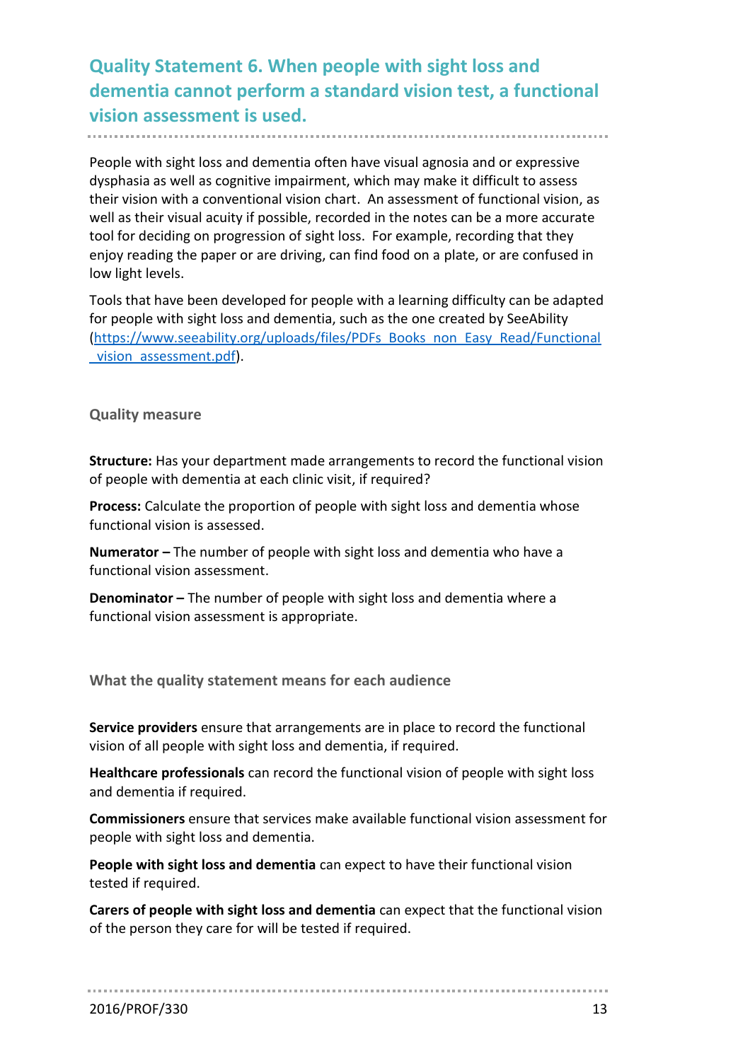## Quality Statement 6. When people with sight loss and dementia cannot perform a standard vision test, a functional vision assessment is used.

People with sight loss and dementia often have visual agnosia and or expressive dysphasia as well as cognitive impairment, which may make it difficult to assess their vision with a conventional vision chart. An assessment of functional vision, as well as their visual acuity if possible, recorded in the notes can be a more accurate tool for deciding on progression of sight loss. For example, recording that they enjoy reading the paper or are driving, can find food on a plate, or are confused in low light levels.

Tools that have been developed for people with a learning difficulty can be adapted for people with sight loss and dementia, such as the one created by SeeAbility (https://www.seeability.org/uploads/files/PDFs_Books_non_Easy_Read/Functional_vision_assessment.pdf).

### Quality measure

**Structure:** Has your department made arrangements to record the functional vision of people with dementia at each clinic visit, if required?

**Process:** Calculate the proportion of people with sight loss and dementia whose functional vision is assessed.

**Numerator –** The number of people with sight loss and dementia who have a functional vision assessment.

**Denominator –** The number of people with sight loss and dementia where a functional vision assessment is appropriate.

### What the quality statement means for each audience

**Service providers** ensure that arrangements are in place to record the functional vision of all people with sight loss and dementia, if required.

**Healthcare professionals** can record the functional vision of people with sight loss and dementia if required.

**Commissioners** ensure that services make available functional vision assessment for people with sight loss and dementia.

**People with sight loss and dementia** can expect to have their functional vision tested if required.

**Carers of people with sight loss and dementia** can expect that the functional vision of the person they care for will be tested if required.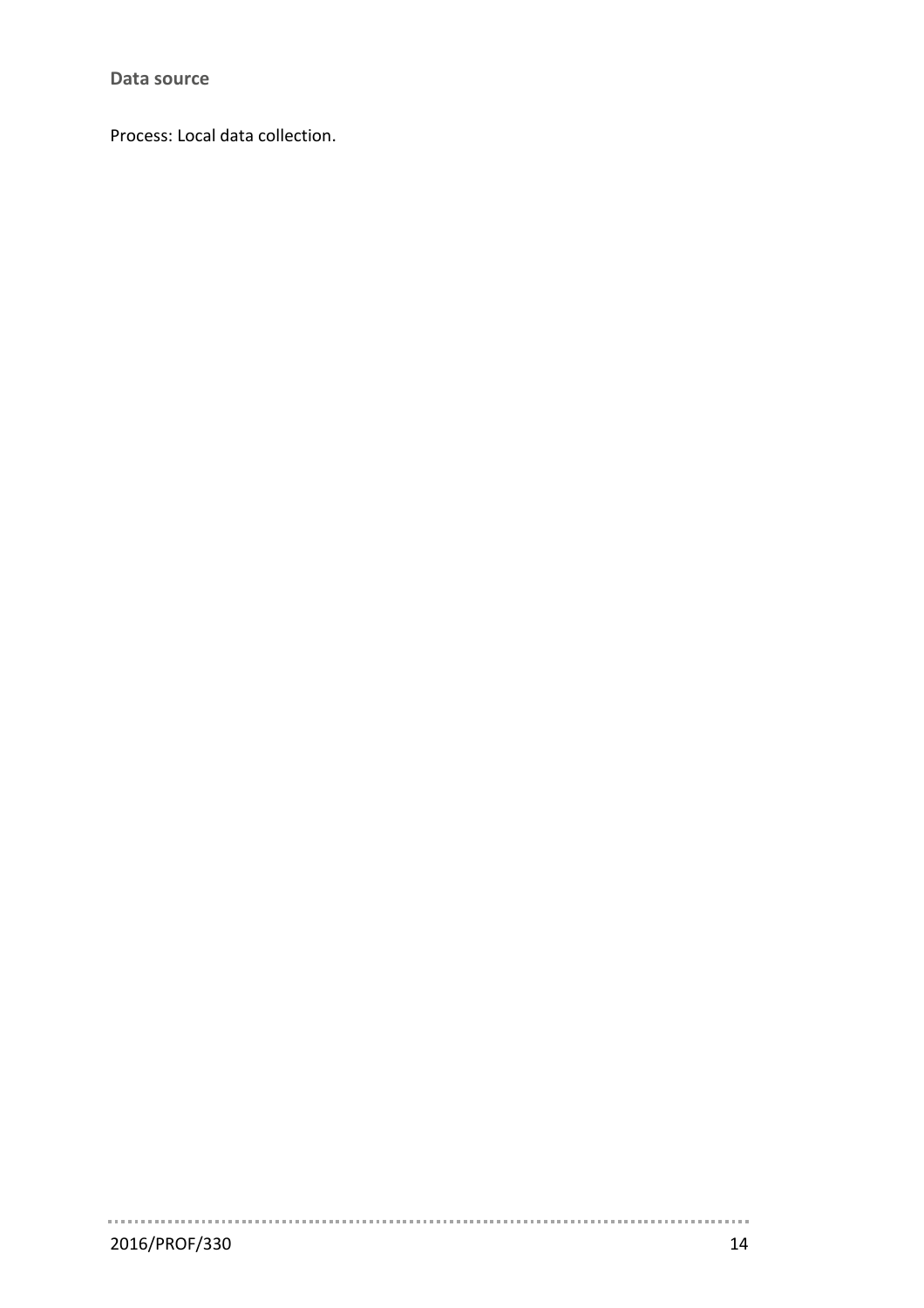**Data source**

Process: Local data collection.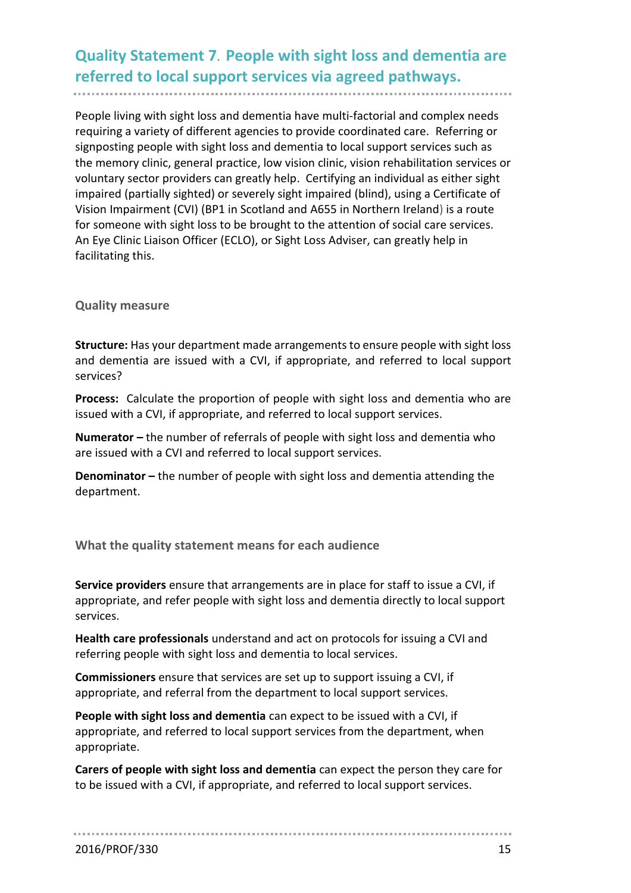## Quality Statement 7. People with sight loss and dementia are referred to local support services via agreed pathways.

People living with sight loss and dementia have multi-factorial and complex needs requiring a variety of different agencies to provide coordinated care. Referring or signposting people with sight loss and dementia to local support services such as the memory clinic, general practice, low vision clinic, vision rehabilitation services or voluntary sector providers can greatly help. Certifying an individual as either sight impaired (partially sighted) or severely sight impaired (blind), using a Certificate of Vision Impairment (CVI) (BP1 in Scotland and A655 in Northern Ireland) is a route for someone with sight loss to be brought to the attention of social care services. An Eye Clinic Liaison Officer (ECLO), or Sight Loss Adviser, can greatly help in facilitating this.

### Quality measure

**Structure:** Has your department made arrangements to ensure people with sight loss and dementia are issued with a CVI, if appropriate, and referred to local support services?

**Process:** Calculate the proportion of people with sight loss and dementia who are issued with a CVI, if appropriate, and referred to local support services.

**Numerator –** the number of referrals of people with sight loss and dementia who are issued with a CVI and referred to local support services.

**Denominator –** the number of people with sight loss and dementia attending the department.

### What the quality statement means for each audience

**Service providers** ensure that arrangements are in place for staff to issue a CVI, if appropriate, and refer people with sight loss and dementia directly to local support services.

**Health care professionals** understand and act on protocols for issuing a CVI and referring people with sight loss and dementia to local services.

**Commissioners** ensure that services are set up to support issuing a CVI, if appropriate, and referral from the department to local support services.

**People with sight loss and dementia** can expect to be issued with a CVI, if appropriate, and referred to local support services from the department, when appropriate.

**Carers of people with sight loss and dementia** can expect the person they care for to be issued with a CVI, if appropriate, and referred to local support services.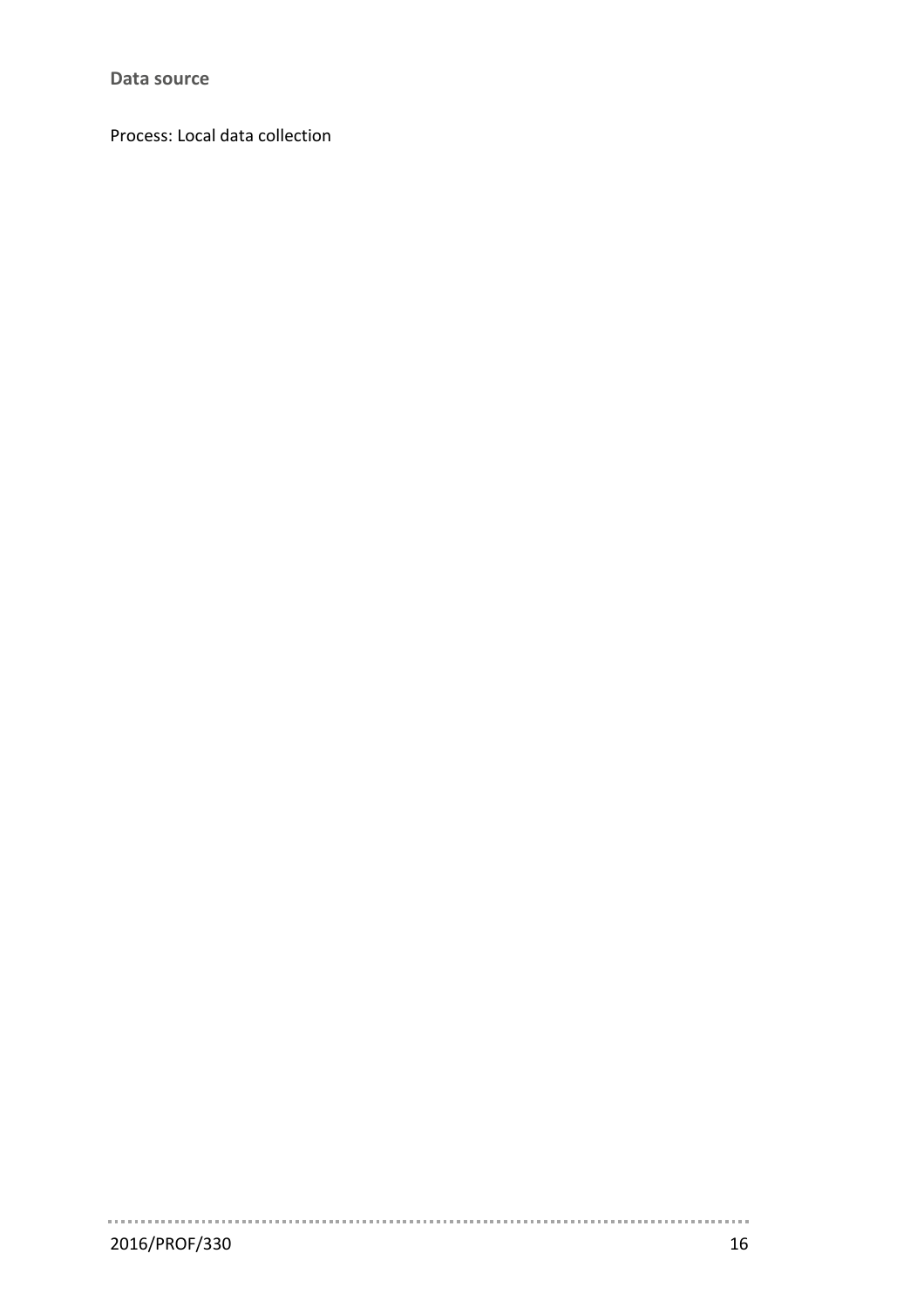**Data source**

Process: Local data collection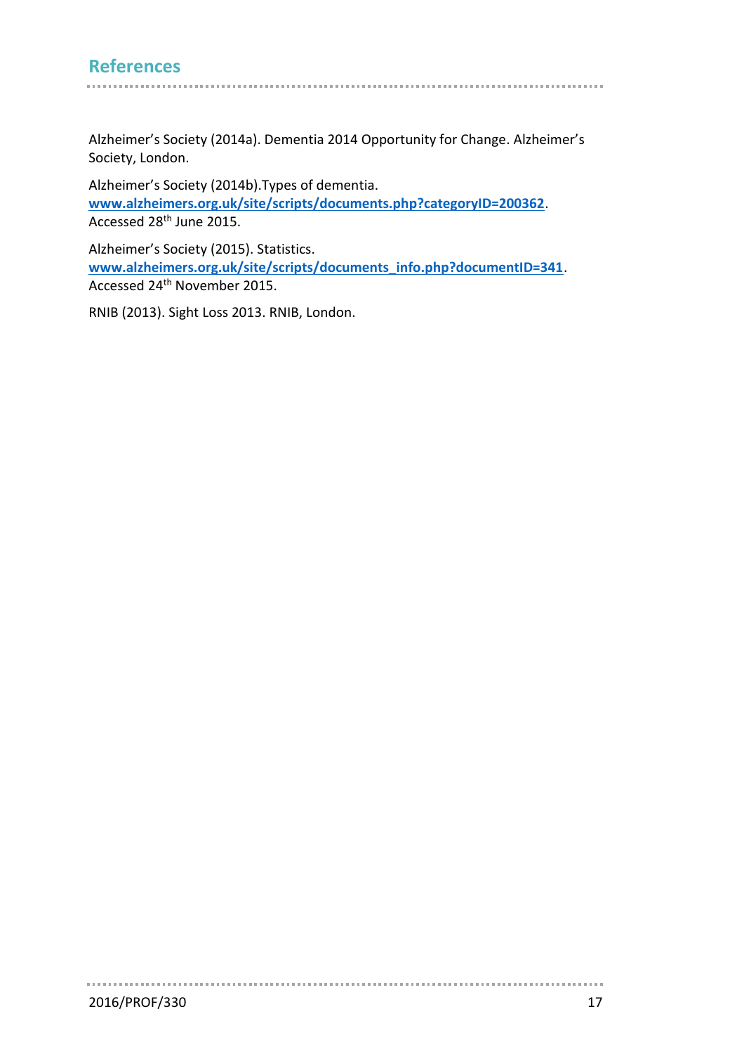## References

Alzheimer's Society (2014a). Dementia 2014 Opportunity for Change. Alzheimer's Society, London.

Alzheimer's Society (2014b).Types of dementia. **[www.alzheimers.org.uk/site/scripts/documents.php?categoryID=200362](http://www.alzheimers.org.uk/site/scripts/documents.php?categoryID=200362)**. Accessed 28th June 2015.

Alzheimer's Society (2015). Statistics. **[www.alzheimers.org.uk/site/scripts/documents_info.php?documentID=341](http://www.alzheimers.org.uk/site/scripts/documents_info.php?documentID=341)**. Accessed 24th November 2015.

RNIB (2013). Sight Loss 2013. RNIB, London.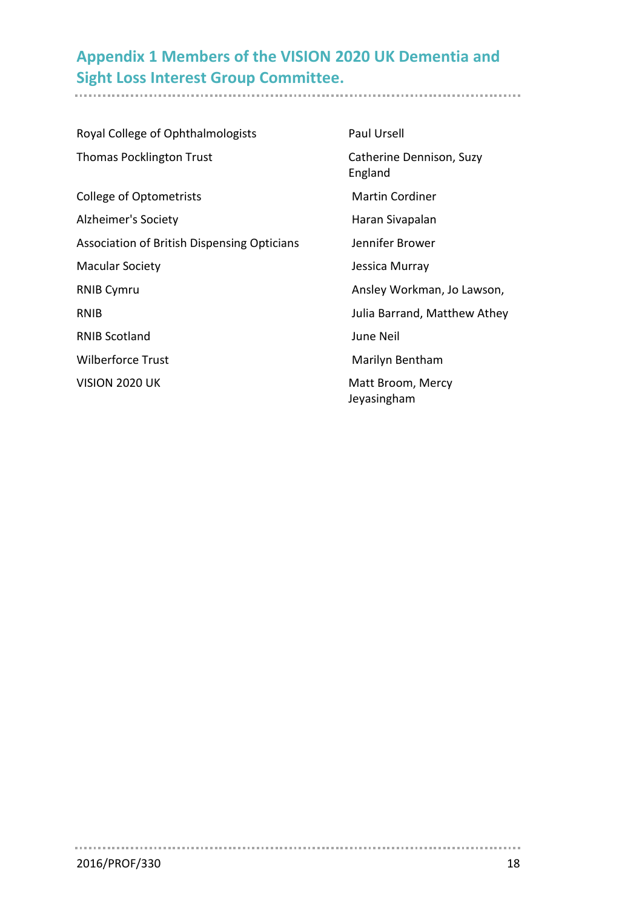## Appendix 1 Members of the VISION 2020 UK Dementia and Sight Loss Interest Group Committee.

| Organisation | Members |
| --- | --- |
| Royal College of Ophthalmologists | Paul Ursell |
| Thomas Pocklington Trust | Catherine Dennison, Suzy England |
| College of Optometrists | Martin Cordiner |
| Alzheimer's Society | Haran Sivapalan |
| Association of British Dispensing Opticians | Jennifer Brower |
| Macular Society | Jessica Murray |
| RNIB Cymru | Ansley Workman, Jo Lawson, |
| RNIB | Julia Barrand, Matthew Athey |
| RNIB Scotland | June Neil |
| Wilberforce Trust | Marilyn Bentham |
| VISION 2020 UK | Matt Broom, Mercy Jeyasingham |

2016/PROF/330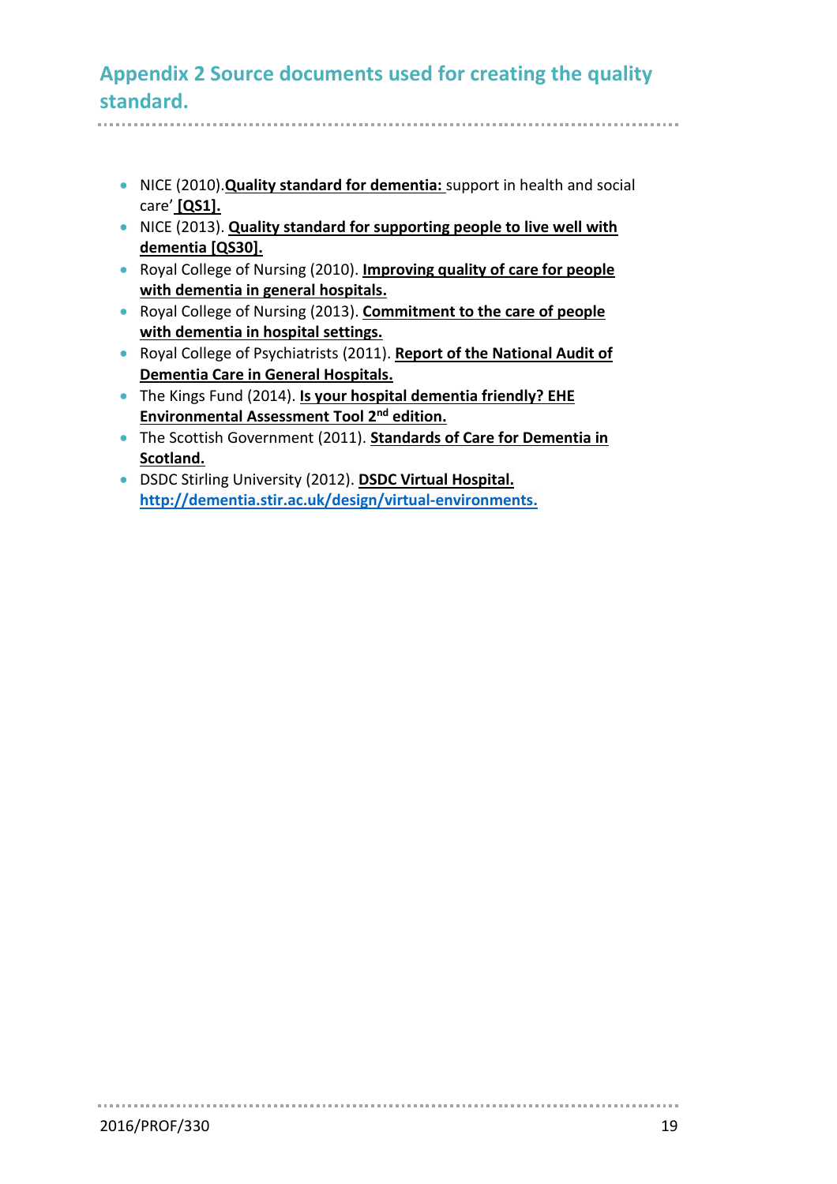## Appendix 2 Source documents used for creating the quality standard.

- NICE (2010). **Quality standard for dementia:** support in health and social care' **[QS1].**
- NICE (2013). **Quality standard for supporting people to live well with dementia [QS30].**
- Royal College of Nursing (2010). **Improving quality of care for people with dementia in general hospitals.**
- Royal College of Nursing (2013). **Commitment to the care of people with dementia in hospital settings.**
- Royal College of Psychiatrists (2011). **Report of the National Audit of Dementia Care in General Hospitals.**
- The Kings Fund (2014). **Is your hospital dementia friendly? EHE Environmental Assessment Tool 2nd edition.**
- The Scottish Government (2011). **Standards of Care for Dementia in Scotland.**
- DSDC Stirling University (2012). **DSDC Virtual Hospital.** **http://dementia.stir.ac.uk/design/virtual-environments.**